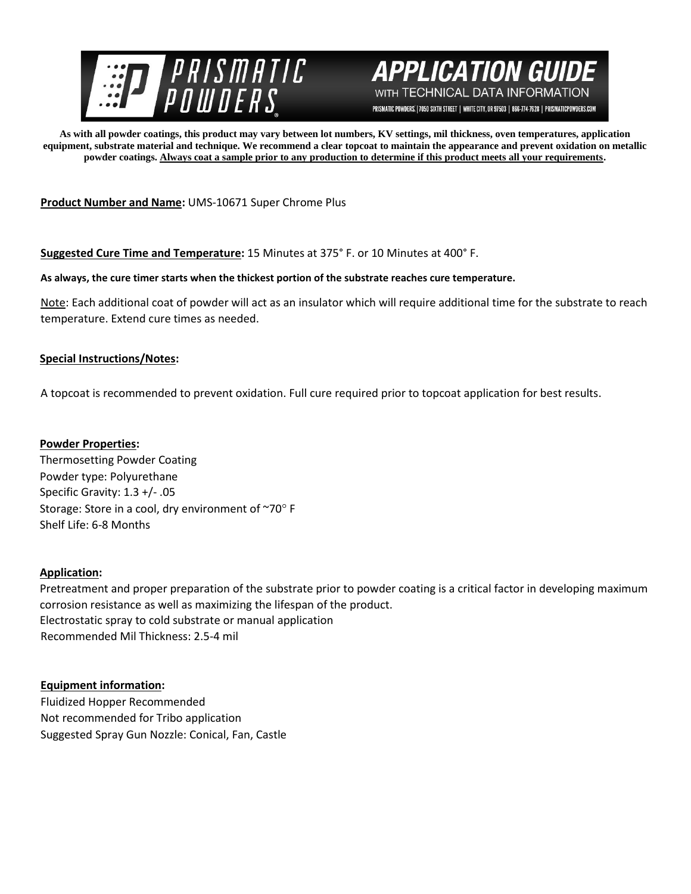# PRISMATIC POWDERS

## APPLICATION GUIDE

WITH TECHNICAL DATA INFORMATION

PRISMATIC POWDERS. | 7050 SIXTH STREET | WHITE CITY, OR 97503 | 866-774-7628 | PRISMATICPOWDERS.COM

**As with all powder coatings, this product may vary between lot numbers, KV settings, mil thickness, oven temperatures, application equipment, substrate material and technique. We recommend a clear topcoat to maintain the appearance and prevent oxidation on metallic powder coatings. Always coat a sample prior to any production to determine if this product meets all your requirements.**

**Product Number and Name:** UMS-10671 Super Chrome Plus

**Suggested Cure Time and Temperature:** 15 Minutes at 375° F. or 10 Minutes at 400° F.

**As always, the cure timer starts when the thickest portion of the substrate reaches cure temperature.**

Note: Each additional coat of powder will act as an insulator which will require additional time for the substrate to reach temperature. Extend cure times as needed.

**Special Instructions/Notes:**

A topcoat is recommended to prevent oxidation. Full cure required prior to topcoat application for best results.

**Powder Properties:**

Thermosetting Powder Coating
Powder type: Polyurethane
Specific Gravity: 1.3 +/- .05
Storage: Store in a cool, dry environment of ~70° F
Shelf Life: 6-8 Months

**Application:**

Pretreatment and proper preparation of the substrate prior to powder coating is a critical factor in developing maximum corrosion resistance as well as maximizing the lifespan of the product.
Electrostatic spray to cold substrate or manual application
Recommended Mil Thickness: 2.5-4 mil

**Equipment information:**

Fluidized Hopper Recommended
Not recommended for Tribo application
Suggested Spray Gun Nozzle: Conical, Fan, Castle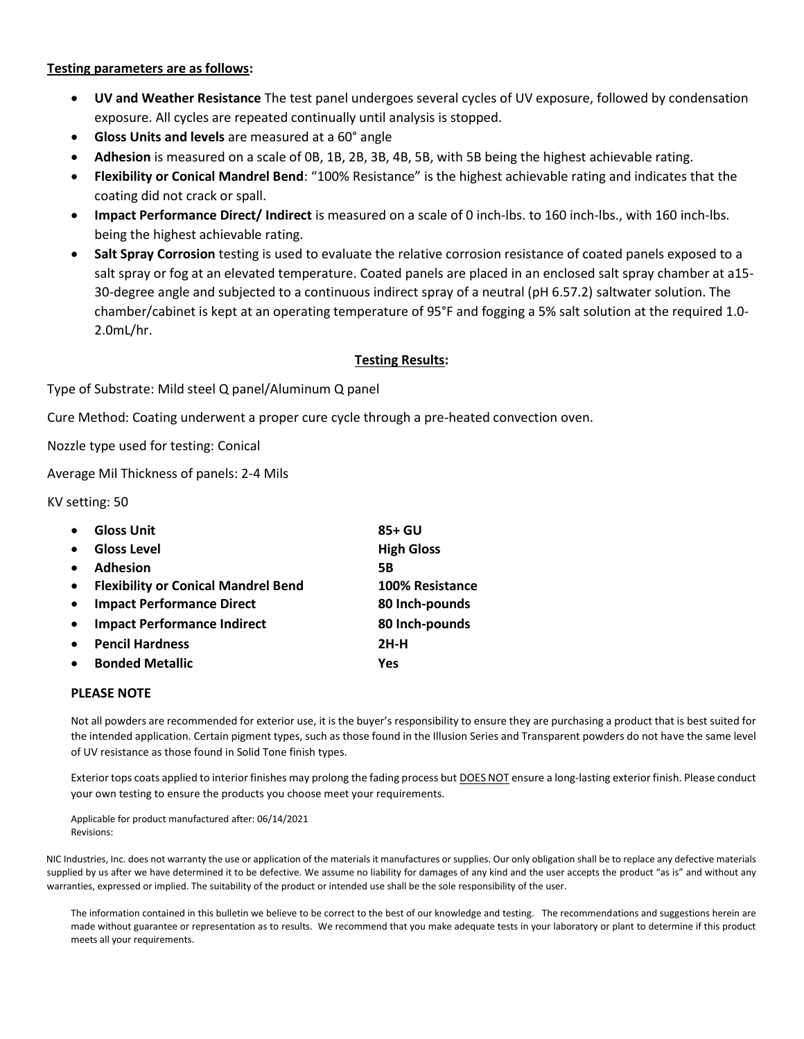**Testing parameters are as follows:**

- **UV and Weather Resistance** The test panel undergoes several cycles of UV exposure, followed by condensation exposure. All cycles are repeated continually until analysis is stopped.
- **Gloss Units and levels** are measured at a 60° angle
- **Adhesion** is measured on a scale of 0B, 1B, 2B, 3B, 4B, 5B, with 5B being the highest achievable rating.
- **Flexibility or Conical Mandrel Bend**: "100% Resistance" is the highest achievable rating and indicates that the coating did not crack or spall.
- **Impact Performance Direct/ Indirect** is measured on a scale of 0 inch-lbs. to 160 inch-lbs., with 160 inch-lbs. being the highest achievable rating.
- **Salt Spray Corrosion** testing is used to evaluate the relative corrosion resistance of coated panels exposed to a salt spray or fog at an elevated temperature. Coated panels are placed in an enclosed salt spray chamber at a15-30-degree angle and subjected to a continuous indirect spray of a neutral (pH 6.57.2) saltwater solution. The chamber/cabinet is kept at an operating temperature of 95°F and fogging a 5% salt solution at the required 1.0-2.0mL/hr.

## Testing Results:

Type of Substrate: Mild steel Q panel/Aluminum Q panel

Cure Method: Coating underwent a proper cure cycle through a pre-heated convection oven.

Nozzle type used for testing: Conical

Average Mil Thickness of panels: 2-4 Mils

KV setting: 50

| | |
|---|---|
| **Gloss Unit** | **85+ GU** |
| **Gloss Level** | **High Gloss** |
| **Adhesion** | **5B** |
| **Flexibility or Conical Mandrel Bend** | **100% Resistance** |
| **Impact Performance Direct** | **80 Inch-pounds** |
| **Impact Performance Indirect** | **80 Inch-pounds** |
| **Pencil Hardness** | **2H-H** |
| **Bonded Metallic** | **Yes** |

**PLEASE NOTE**

Not all powders are recommended for exterior use, it is the buyer's responsibility to ensure they are purchasing a product that is best suited for the intended application. Certain pigment types, such as those found in the Illusion Series and Transparent powders do not have the same level of UV resistance as those found in Solid Tone finish types.

Exterior tops coats applied to interior finishes may prolong the fading process but DOES NOT ensure a long-lasting exterior finish. Please conduct your own testing to ensure the products you choose meet your requirements.

Applicable for product manufactured after: 06/14/2021
Revisions:

NIC Industries, Inc. does not warranty the use or application of the materials it manufactures or supplies. Our only obligation shall be to replace any defective materials supplied by us after we have determined it to be defective. We assume no liability for damages of any kind and the user accepts the product "as is" and without any warranties, expressed or implied. The suitability of the product or intended use shall be the sole responsibility of the user.

The information contained in this bulletin we believe to be correct to the best of our knowledge and testing. The recommendations and suggestions herein are made without guarantee or representation as to results. We recommend that you make adequate tests in your laboratory or plant to determine if this product meets all your requirements.